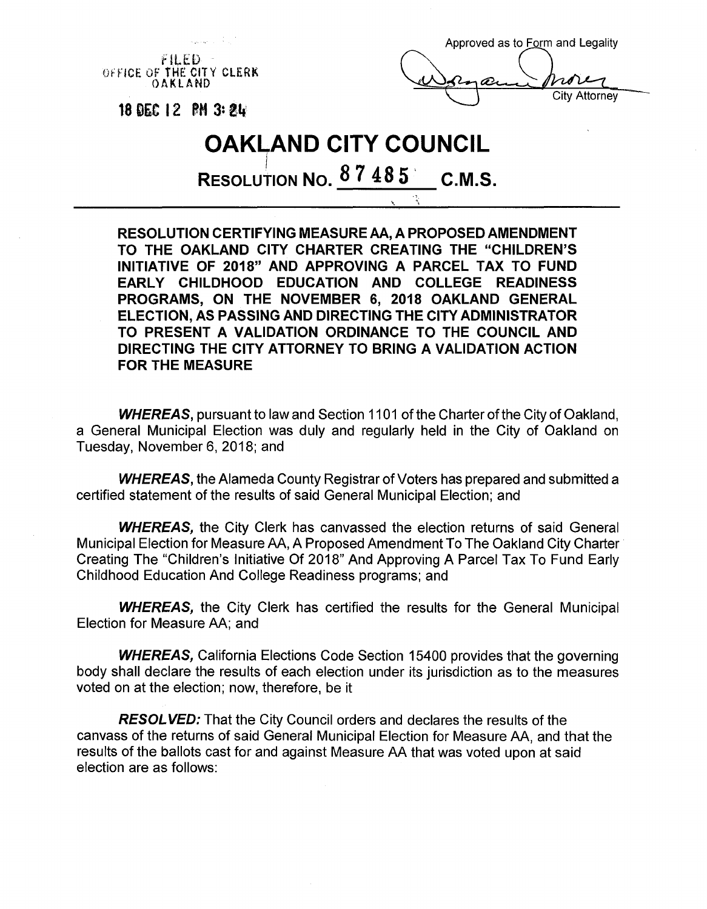FILED
OFFICE OF THE CITY CLERK
OAKLAND

18 DEC 12 PM 3:24

Approved as to Form and Legality

City Attorney

# OAKLAND CITY COUNCIL

## RESOLUTION NO. 87485 C.M.S.

**RESOLUTION CERTIFYING MEASURE AA, A PROPOSED AMENDMENT TO THE OAKLAND CITY CHARTER CREATING THE "CHILDREN'S INITIATIVE OF 2018" AND APPROVING A PARCEL TAX TO FUND EARLY CHILDHOOD EDUCATION AND COLLEGE READINESS PROGRAMS, ON THE NOVEMBER 6, 2018 OAKLAND GENERAL ELECTION, AS PASSING AND DIRECTING THE CITY ADMINISTRATOR TO PRESENT A VALIDATION ORDINANCE TO THE COUNCIL AND DIRECTING THE CITY ATTORNEY TO BRING A VALIDATION ACTION FOR THE MEASURE**

***WHEREAS***, pursuant to law and Section 1101 of the Charter of the City of Oakland, a General Municipal Election was duly and regularly held in the City of Oakland on Tuesday, November 6, 2018; and

***WHEREAS***, the Alameda County Registrar of Voters has prepared and submitted a certified statement of the results of said General Municipal Election; and

***WHEREAS***, the City Clerk has canvassed the election returns of said General Municipal Election for Measure AA, A Proposed Amendment To The Oakland City Charter Creating The "Children's Initiative Of 2018" And Approving A Parcel Tax To Fund Early Childhood Education And College Readiness programs; and

***WHEREAS***, the City Clerk has certified the results for the General Municipal Election for Measure AA; and

***WHEREAS***, California Elections Code Section 15400 provides that the governing body shall declare the results of each election under its jurisdiction as to the measures voted on at the election; now, therefore, be it

***RESOLVED:*** That the City Council orders and declares the results of the canvass of the returns of said General Municipal Election for Measure AA, and that the results of the ballots cast for and against Measure AA that was voted upon at said election are as follows: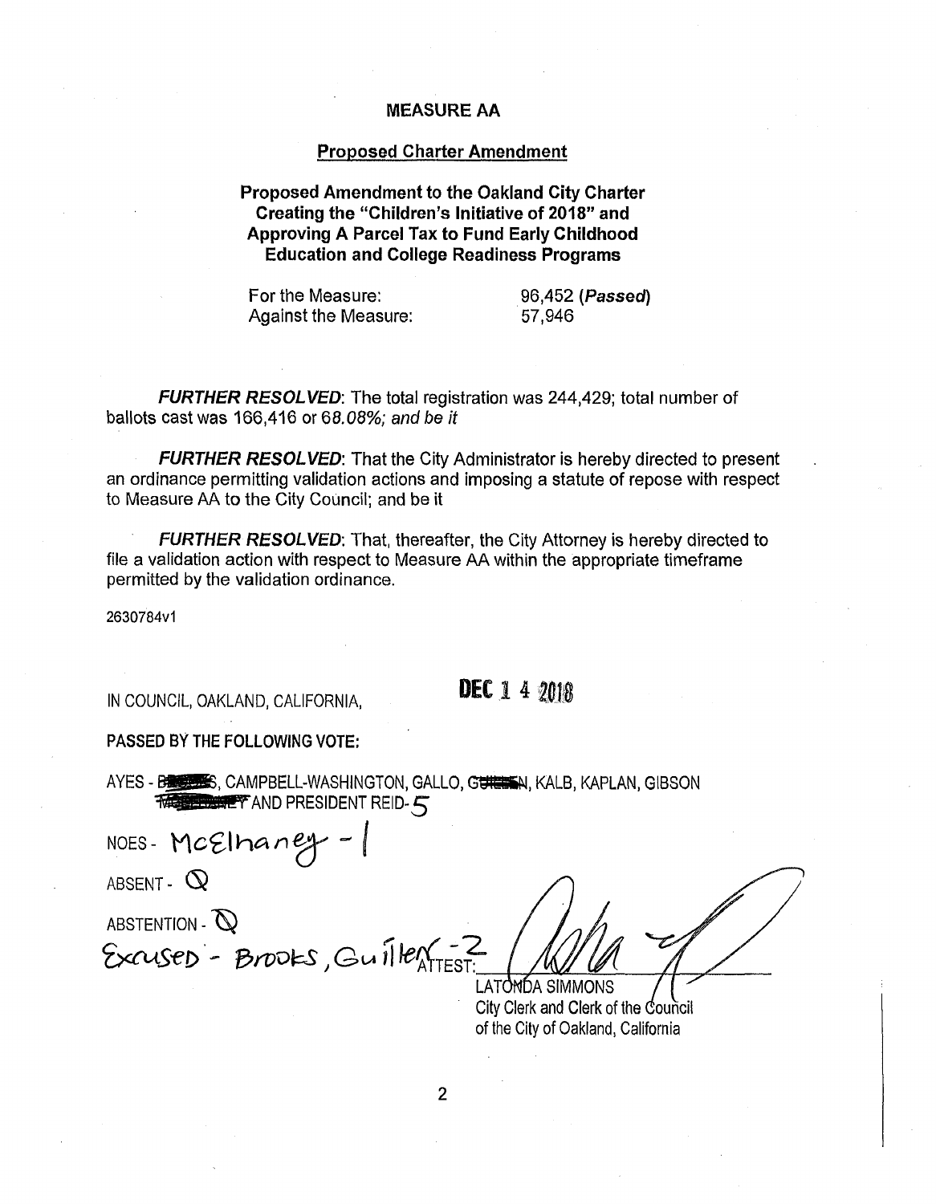**MEASURE AA**

**Proposed Charter Amendment**

**Proposed Amendment to the Oakland City Charter Creating the "Children's Initiative of 2018" and Approving A Parcel Tax to Fund Early Childhood Education and College Readiness Programs**

| | |
|---|---|
| For the Measure: | 96,452 (***Passed***) |
| Against the Measure: | 57,946 |

***FURTHER RESOLVED***: The total registration was 244,429; total number of ballots cast was 166,416 or *68.08%; and be it*

***FURTHER RESOLVED***: That the City Administrator is hereby directed to present an ordinance permitting validation actions and imposing a statute of repose with respect to Measure AA to the City Council; and be it

***FURTHER RESOLVED***: That, thereafter, the City Attorney is hereby directed to file a validation action with respect to Measure AA within the appropriate timeframe permitted by the validation ordinance.

2630784v1

IN COUNCIL, OAKLAND, CALIFORNIA, **DEC 14 2018**

**PASSED BY THE FOLLOWING VOTE:**

AYES - ~~BROOKS~~, CAMPBELL-WASHINGTON, GALLO, ~~GUILLEN~~, KALB, KAPLAN, GIBSON ~~MCELHANEY~~ AND PRESIDENT REID- 5

NOES - McElhaney - 1

ABSENT - Ø

ABSTENTION - Ø

Excused - Brooks, Guillen - 2

ATTEST: 

LATONDA SIMMONS
City Clerk and Clerk of the Council
of the City of Oakland, California